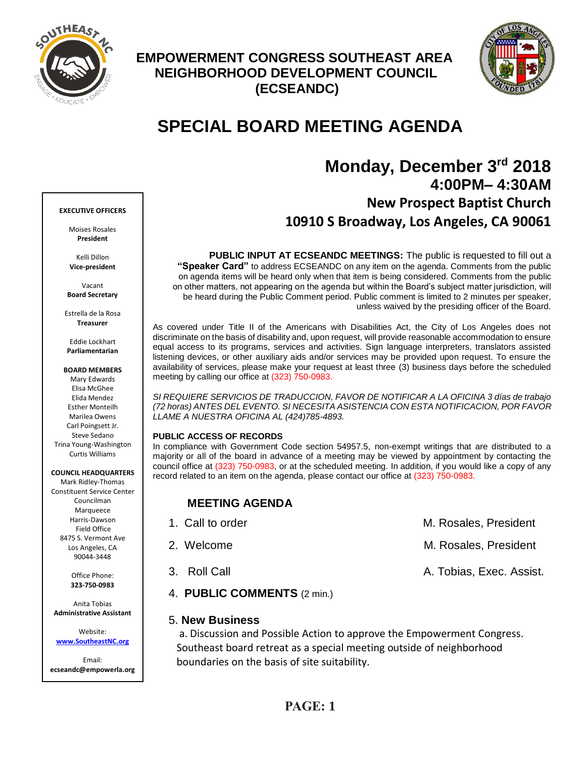# EMPOWERMENT CONGRESS SOUTHEAST AREA NEIGHBORHOOD DEVELOPMENT COUNCIL (ECSEANDC)

# SPECIAL BOARD MEETING AGENDA

## Monday, December 3rd 2018
### 4:00PM– 4:30AM
### New Prospect Baptist Church
### 10910 S Broadway, Los Angeles, CA 90061

**EXECUTIVE OFFICERS**

Moises Rosales
**President**

Kelli Dillon
**Vice-president**

Vacant
**Board Secretary**

Estrella de la Rosa
**Treasurer**

Eddie Lockhart
**Parliamentarian**

**BOARD MEMBERS**
Mary Edwards
Elisa McGhee
Elida Mendez
Esther Monteilh
Marilea Owens
Carl Poingsett Jr.
Steve Sedano
Trina Young-Washington
Curtis Williams

**COUNCIL HEADQUARTERS**
Mark Ridley-Thomas
Constituent Service Center
Councilman
Marqueece
Harris-Dawson
Field Office
8475 S. Vermont Ave
Los Angeles, CA
90044-3448

Office Phone:
**323-750-0983**

Anita Tobias
**Administrative Assistant**

Website:
**www.SoutheastNC.org**

Email:
**ecseandc@empowerla.org**

**PUBLIC INPUT AT ECSEANDC MEETINGS:** The public is requested to fill out a **"Speaker Card"** to address ECSEANDC on any item on the agenda. Comments from the public on agenda items will be heard only when that item is being considered. Comments from the public on other matters, not appearing on the agenda but within the Board's subject matter jurisdiction, will be heard during the Public Comment period. Public comment is limited to 2 minutes per speaker, unless waived by the presiding officer of the Board.

As covered under Title II of the Americans with Disabilities Act, the City of Los Angeles does not discriminate on the basis of disability and, upon request, will provide reasonable accommodation to ensure equal access to its programs, services and activities. Sign language interpreters, translators assisted listening devices, or other auxiliary aids and/or services may be provided upon request. To ensure the availability of services, please make your request at least three (3) business days before the scheduled meeting by calling our office at (323) 750-0983.

*SI REQUIERE SERVICIOS DE TRADUCCION, FAVOR DE NOTIFICAR A LA OFICINA 3 días de trabajo (72 horas) ANTES DEL EVENTO. SI NECESITA ASISTENCIA CON ESTA NOTIFICACION, POR FAVOR LLAME A NUESTRA OFICINA AL (424)785-4893.*

**PUBLIC ACCESS OF RECORDS**
In compliance with Government Code section 54957.5, non-exempt writings that are distributed to a majority or all of the board in advance of a meeting may be viewed by appointment by contacting the council office at (323) 750-0983, or at the scheduled meeting. In addition, if you would like a copy of any record related to an item on the agenda, please contact our office at (323) 750-0983.

### MEETING AGENDA

1. Call to order — M. Rosales, President
2. Welcome — M. Rosales, President
3. Roll Call — A. Tobias, Exec. Assist.
4. **PUBLIC COMMENTS** (2 min.)
5. **New Business**

   a. Discussion and Possible Action to approve the Empowerment Congress. Southeast board retreat as a special meeting outside of neighborhood boundaries on the basis of site suitability.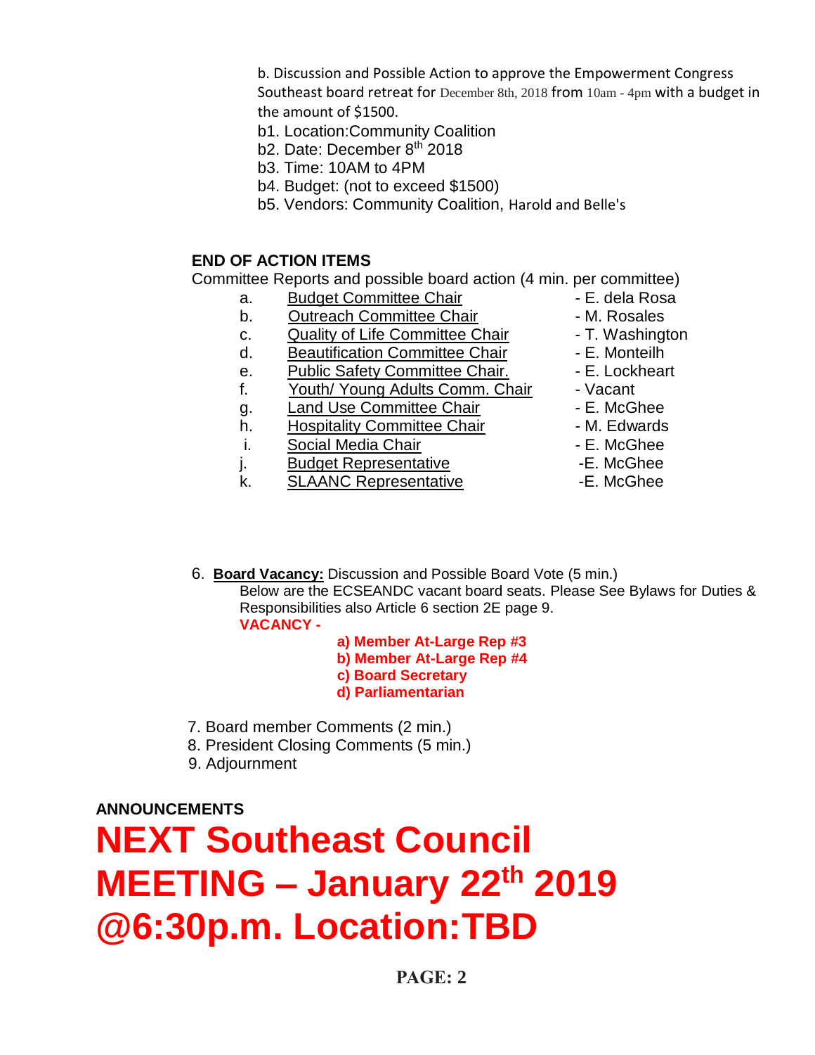b. Discussion and Possible Action to approve the Empowerment Congress Southeast board retreat for December 8th, 2018 from 10am - 4pm with a budget in the amount of $1500.

b1. Location:Community Coalition
b2. Date: December 8th 2018
b3. Time: 10AM to 4PM
b4. Budget: (not to exceed $1500)
b5. Vendors: Community Coalition, Harold and Belle's

**END OF ACTION ITEMS**

Committee Reports and possible board action (4 min. per committee)

| | Committee | Chair |
|---|---|---|
| a. | Budget Committee Chair | - E. dela Rosa |
| b. | Outreach Committee Chair | - M. Rosales |
| c. | Quality of Life Committee Chair | - T. Washington |
| d. | Beautification Committee Chair | - E. Monteilh |
| e. | Public Safety Committee Chair. | - E. Lockheart |
| f. | Youth/ Young Adults Comm. Chair | - Vacant |
| g. | Land Use Committee Chair | - E. McGhee |
| h. | Hospitality Committee Chair | - M. Edwards |
| i. | Social Media Chair | - E. McGhee |
| j. | Budget Representative | -E. McGhee |
| k. | SLAANC Representative | -E. McGhee |

6. **Board Vacancy:** Discussion and Possible Board Vote (5 min.)
Below are the ECSEANDC vacant board seats. Please See Bylaws for Duties & Responsibilities also Article 6 section 2E page 9.

**VACANCY -**

**a) Member At-Large Rep #3**
**b) Member At-Large Rep #4**
**c) Board Secretary**
**d) Parliamentarian**

7. Board member Comments (2 min.)
8. President Closing Comments (5 min.)
9. Adjournment

**ANNOUNCEMENTS**

# NEXT Southeast Council MEETING – January 22th 2019 @6:30p.m. Location:TBD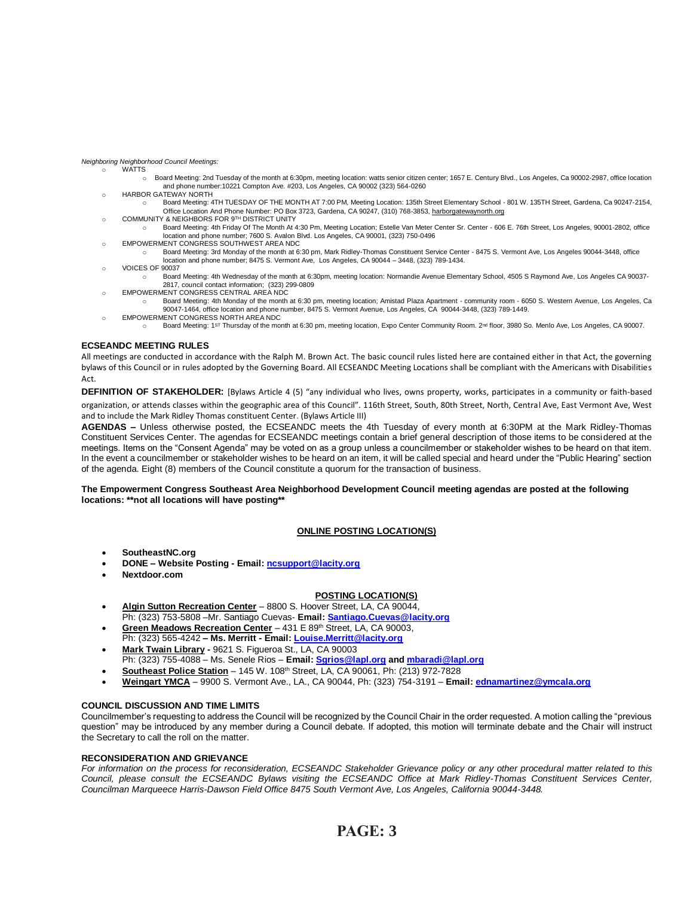*Neighboring Neighborhood Council Meetings:*

- WATTS
  - Board Meeting: 2nd Tuesday of the month at 6:30pm, meeting location: watts senior citizen center; 1657 E. Century Blvd., Los Angeles, Ca 90002-2987, office location and phone number:10221 Compton Ave. #203, Los Angeles, CA 90002 (323) 564-0260
- HARBOR GATEWAY NORTH
  - Board Meeting: 4TH TUESDAY OF THE MONTH AT 7:00 PM, Meeting Location: 135th Street Elementary School - 801 W. 135TH Street, Gardena, Ca 90247-2154, Office Location And Phone Number: PO Box 3723, Gardena, CA 90247, (310) 768-3853, harborgatewaynorth.org
- COMMUNITY & NEIGHBORS FOR 9TH DISTRICT UNITY
  - Board Meeting: 4th Friday Of The Month At 4:30 Pm, Meeting Location; Estelle Van Meter Center Sr. Center - 606 E. 76th Street, Los Angeles, 90001-2802, office location and phone number; 7600 S. Avalon Blvd. Los Angeles, CA 90001, (323) 750-0496
- EMPOWERMENT CONGRESS SOUTHWEST AREA NDC
  - Board Meeting: 3rd Monday of the month at 6:30 pm, Mark Ridley-Thomas Constituent Service Center - 8475 S. Vermont Ave, Los Angeles 90044-3448, office location and phone number; 8475 S. Vermont Ave, Los Angeles, CA 90044 – 3448, (323) 789-1434.
- VOICES OF 90037
  - Board Meeting: 4th Wednesday of the month at 6:30pm, meeting location: Normandie Avenue Elementary School, 4505 S Raymond Ave, Los Angeles CA 90037-2817, council contact information; (323) 299-0809
- EMPOWERMENT CONGRESS CENTRAL AREA NDC
  - Board Meeting: 4th Monday of the month at 6:30 pm, meeting location; Amistad Plaza Apartment - community room - 6050 S. Western Avenue, Los Angeles, Ca 90047-1464, office location and phone number, 8475 S. Vermont Avenue, Los Angeles, CA 90044-3448, (323) 789-1449.
- EMPOWERMENT CONGRESS NORTH AREA NDC
  - Board Meeting: 1ST Thursday of the month at 6:30 pm, meeting location, Expo Center Community Room. 2nd floor, 3980 So. Menlo Ave, Los Angeles, CA 90007.

### ECSEANDC MEETING RULES

All meetings are conducted in accordance with the Ralph M. Brown Act. The basic council rules listed here are contained either in that Act, the governing bylaws of this Council or in rules adopted by the Governing Board. All ECSEANDC Meeting Locations shall be compliant with the Americans with Disabilities Act.

**DEFINITION OF STAKEHOLDER:** [Bylaws Article 4 (5) "any individual who lives, owns property, works, participates in a community or faith-based organization, or attends classes within the geographic area of this Council". 116th Street, South, 80th Street, North, Central Ave, East Vermont Ave, West and to include the Mark Ridley Thomas constituent Center. (Bylaws Article III)

**AGENDAS –** Unless otherwise posted, the ECSEANDC meets the 4th Tuesday of every month at 6:30PM at the Mark Ridley-Thomas Constituent Services Center. The agendas for ECSEANDC meetings contain a brief general description of those items to be considered at the meetings. Items on the "Consent Agenda" may be voted on as a group unless a councilmember or stakeholder wishes to be heard on that item. In the event a councilmember or stakeholder wishes to be heard on an item, it will be called special and heard under the "Public Hearing" section of the agenda. Eight (8) members of the Council constitute a quorum for the transaction of business.

**The Empowerment Congress Southeast Area Neighborhood Development Council meeting agendas are posted at the following locations: \*\*not all locations will have posting\*\***

**ONLINE POSTING LOCATION(S)**

- **SoutheastNC.org**
- **DONE – Website Posting - Email: ncsupport@lacity.org**
- **Nextdoor.com**

**POSTING LOCATION(S)**

- **Algin Sutton Recreation Center** – 8800 S. Hoover Street, LA, CA 90044, Ph: (323) 753-5808 –Mr. Santiago Cuevas- **Email: Santiago.Cuevas@lacity.org**
- **Green Meadows Recreation Center** – 431 E 89th Street, LA, CA 90003, Ph: (323) 565-4242 **– Ms. Merritt - Email: Louise.Merritt@lacity.org**
- **Mark Twain Library -** 9621 S. Figueroa St., LA, CA 90003 Ph: (323) 755-4088 – Ms. Senele Rios – **Email: Sgrios@lapl.org and mbaradi@lapl.org**
- **Southeast Police Station** – 145 W. 108th Street, LA, CA 90061, Ph: (213) 972-7828
- **Weingart YMCA** – 9900 S. Vermont Ave., LA., CA 90044, Ph: (323) 754-3191 – **Email: ednamartinez@ymcala.org**

### COUNCIL DISCUSSION AND TIME LIMITS

Councilmember's requesting to address the Council will be recognized by the Council Chair in the order requested. A motion calling the "previous question" may be introduced by any member during a Council debate. If adopted, this motion will terminate debate and the Chair will instruct the Secretary to call the roll on the matter.

### RECONSIDERATION AND GRIEVANCE

*For information on the process for reconsideration, ECSEANDC Stakeholder Grievance policy or any other procedural matter related to this Council, please consult the ECSEANDC Bylaws visiting the ECSEANDC Office at Mark Ridley-Thomas Constituent Services Center, Councilman Marqueece Harris-Dawson Field Office 8475 South Vermont Ave, Los Angeles, California 90044-3448.*